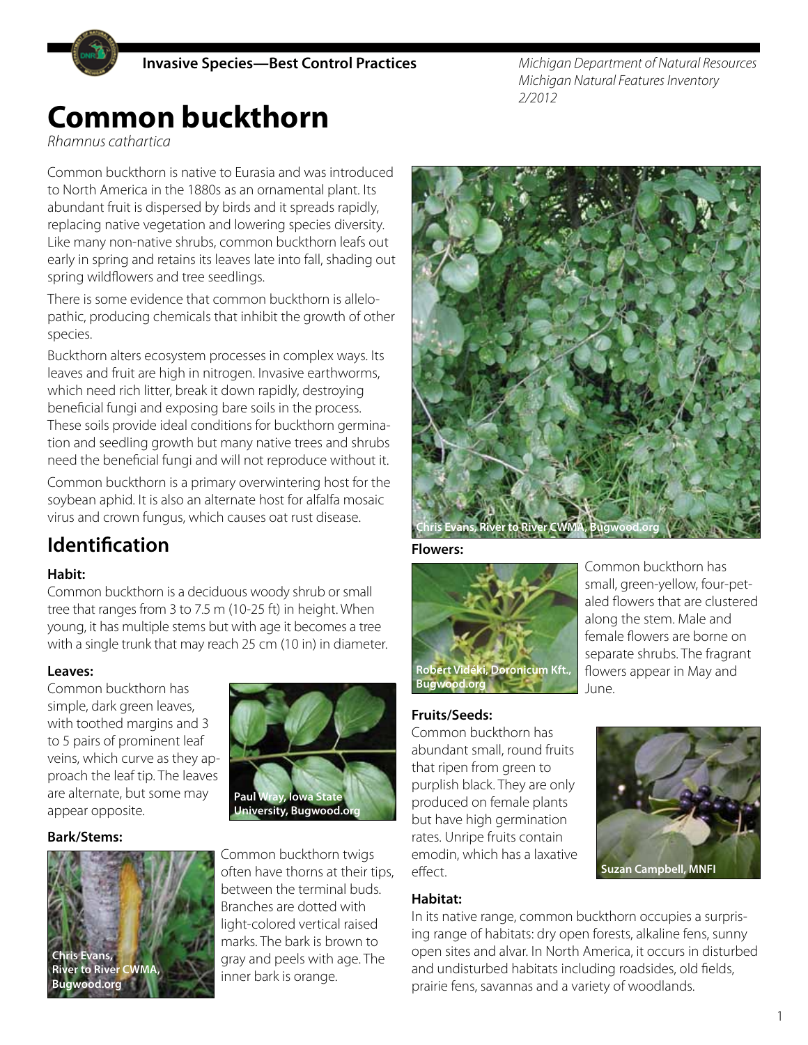**Invasive Species—Best Control Practices**

*Michigan Department of Natural Resources*
*Michigan Natural Features Inventory*
*2/2012*

# Common buckthorn

*Rhamnus cathartica*

Common buckthorn is native to Eurasia and was introduced to North America in the 1880s as an ornamental plant. Its abundant fruit is dispersed by birds and it spreads rapidly, replacing native vegetation and lowering species diversity. Like many non-native shrubs, common buckthorn leafs out early in spring and retains its leaves late into fall, shading out spring wildflowers and tree seedlings.

There is some evidence that common buckthorn is allelopathic, producing chemicals that inhibit the growth of other species.

Buckthorn alters ecosystem processes in complex ways. Its leaves and fruit are high in nitrogen. Invasive earthworms, which need rich litter, break it down rapidly, destroying beneficial fungi and exposing bare soils in the process. These soils provide ideal conditions for buckthorn germination and seedling growth but many native trees and shrubs need the beneficial fungi and will not reproduce without it.

Common buckthorn is a primary overwintering host for the soybean aphid. It is also an alternate host for alfalfa mosaic virus and crown fungus, which causes oat rust disease.

Chris Evans, River to River CWMA, Bugwood.org

## Identification

### Habit:

Common buckthorn is a deciduous woody shrub or small tree that ranges from 3 to 7.5 m (10-25 ft) in height. When young, it has multiple stems but with age it becomes a tree with a single trunk that may reach 25 cm (10 in) in diameter.

### Leaves:

Common buckthorn has simple, dark green leaves, with toothed margins and 3 to 5 pairs of prominent leaf veins, which curve as they approach the leaf tip. The leaves are alternate, but some may appear opposite.

Paul Wray, Iowa State University, Bugwood.org

### Bark/Stems:

Common buckthorn twigs often have thorns at their tips, between the terminal buds. Branches are dotted with light-colored vertical raised marks. The bark is brown to gray and peels with age. The inner bark is orange.

Chris Evans, River to River CWMA, Bugwood.org

### Flowers:

Common buckthorn has small, green-yellow, four-petaled flowers that are clustered along the stem. Male and female flowers are borne on separate shrubs. The fragrant flowers appear in May and June.

Robert Vidéki, Doronicum Kft., Bugwood.org

### Fruits/Seeds:

Common buckthorn has abundant small, round fruits that ripen from green to purplish black. They are only produced on female plants but have high germination rates. Unripe fruits contain emodin, which has a laxative effect.

Suzan Campbell, MNFI

### Habitat:

In its native range, common buckthorn occupies a surprising range of habitats: dry open forests, alkaline fens, sunny open sites and alvar. In North America, it occurs in disturbed and undisturbed habitats including roadsides, old fields, prairie fens, savannas and a variety of woodlands.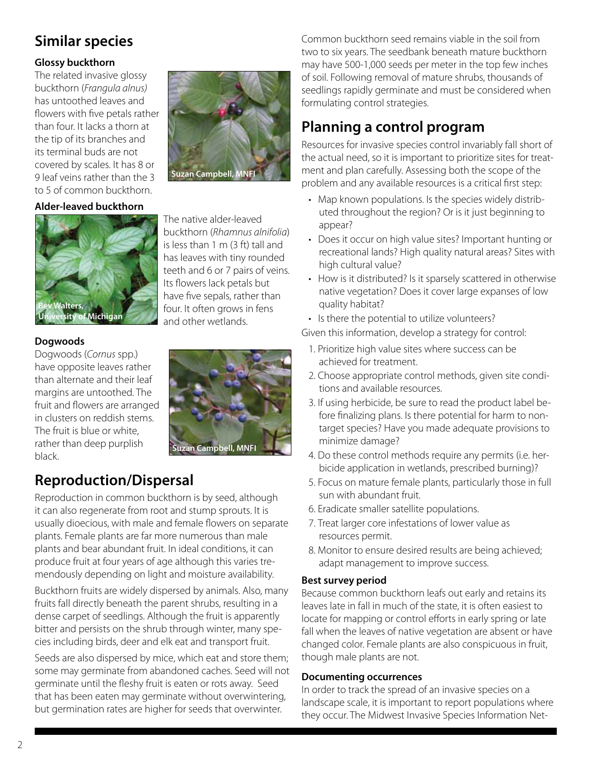## Similar species

### Glossy buckthorn

The related invasive glossy buckthorn (*Frangula alnus)* has untoothed leaves and flowers with five petals rather than four. It lacks a thorn at the tip of its branches and its terminal buds are not covered by scales. It has 8 or 9 leaf veins rather than the 3 to 5 of common buckthorn.

Suzan Campbell, MNFI

### Alder-leaved buckthorn

Bev Walters, University of Michigan

The native alder-leaved buckthorn (*Rhamnus alnifolia*) is less than 1 m (3 ft) tall and has leaves with tiny rounded teeth and 6 or 7 pairs of veins. Its flowers lack petals but have five sepals, rather than four. It often grows in fens and other wetlands.

### Dogwoods

Dogwoods (*Cornus* spp.) have opposite leaves rather than alternate and their leaf margins are untoothed. The fruit and flowers are arranged in clusters on reddish stems. The fruit is blue or white, rather than deep purplish black.

Suzan Campbell, MNFI

## Reproduction/Dispersal

Reproduction in common buckthorn is by seed, although it can also regenerate from root and stump sprouts. It is usually dioecious, with male and female flowers on separate plants. Female plants are far more numerous than male plants and bear abundant fruit. In ideal conditions, it can produce fruit at four years of age although this varies tremendously depending on light and moisture availability.

Buckthorn fruits are widely dispersed by animals. Also, many fruits fall directly beneath the parent shrubs, resulting in a dense carpet of seedlings. Although the fruit is apparently bitter and persists on the shrub through winter, many species including birds, deer and elk eat and transport fruit.

Seeds are also dispersed by mice, which eat and store them; some may germinate from abandoned caches. Seed will not germinate until the fleshy fruit is eaten or rots away. Seed that has been eaten may germinate without overwintering, but germination rates are higher for seeds that overwinter.

Common buckthorn seed remains viable in the soil from two to six years. The seedbank beneath mature buckthorn may have 500-1,000 seeds per meter in the top few inches of soil. Following removal of mature shrubs, thousands of seedlings rapidly germinate and must be considered when formulating control strategies.

## Planning a control program

Resources for invasive species control invariably fall short of the actual need, so it is important to prioritize sites for treatment and plan carefully. Assessing both the scope of the problem and any available resources is a critical first step:

- Map known populations. Is the species widely distributed throughout the region? Or is it just beginning to appear?
- Does it occur on high value sites? Important hunting or recreational lands? High quality natural areas? Sites with high cultural value?
- How is it distributed? Is it sparsely scattered in otherwise native vegetation? Does it cover large expanses of low quality habitat?
- Is there the potential to utilize volunteers?

Given this information, develop a strategy for control:

1. Prioritize high value sites where success can be achieved for treatment.
2. Choose appropriate control methods, given site conditions and available resources.
3. If using herbicide, be sure to read the product label before finalizing plans. Is there potential for harm to non-target species? Have you made adequate provisions to minimize damage?
4. Do these control methods require any permits (i.e. herbicide application in wetlands, prescribed burning)?
5. Focus on mature female plants, particularly those in full sun with abundant fruit.
6. Eradicate smaller satellite populations.
7. Treat larger core infestations of lower value as resources permit.
8. Monitor to ensure desired results are being achieved; adapt management to improve success.

### Best survey period

Because common buckthorn leafs out early and retains its leaves late in fall in much of the state, it is often easiest to locate for mapping or control efforts in early spring or late fall when the leaves of native vegetation are absent or have changed color. Female plants are also conspicuous in fruit, though male plants are not.

### Documenting occurrences

In order to track the spread of an invasive species on a landscape scale, it is important to report populations where they occur. The Midwest Invasive Species Information Net-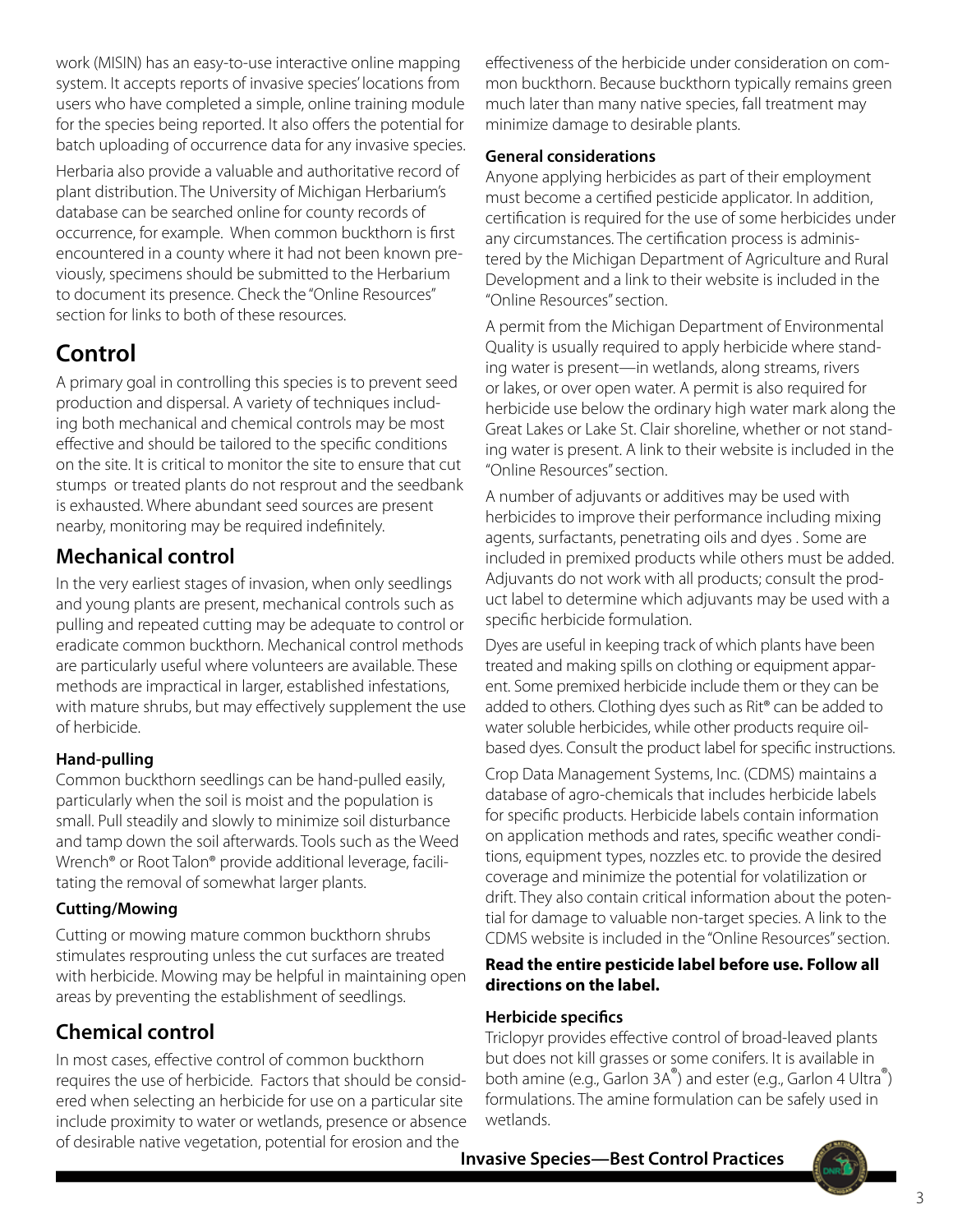work (MISIN) has an easy-to-use interactive online mapping system. It accepts reports of invasive species' locations from users who have completed a simple, online training module for the species being reported. It also offers the potential for batch uploading of occurrence data for any invasive species.

Herbaria also provide a valuable and authoritative record of plant distribution. The University of Michigan Herbarium's database can be searched online for county records of occurrence, for example. When common buckthorn is first encountered in a county where it had not been known previously, specimens should be submitted to the Herbarium to document its presence. Check the "Online Resources" section for links to both of these resources.

# Control

A primary goal in controlling this species is to prevent seed production and dispersal. A variety of techniques including both mechanical and chemical controls may be most effective and should be tailored to the specific conditions on the site. It is critical to monitor the site to ensure that cut stumps or treated plants do not resprout and the seedbank is exhausted. Where abundant seed sources are present nearby, monitoring may be required indefinitely.

## Mechanical control

In the very earliest stages of invasion, when only seedlings and young plants are present, mechanical controls such as pulling and repeated cutting may be adequate to control or eradicate common buckthorn. Mechanical control methods are particularly useful where volunteers are available. These methods are impractical in larger, established infestations, with mature shrubs, but may effectively supplement the use of herbicide.

### Hand-pulling

Common buckthorn seedlings can be hand-pulled easily, particularly when the soil is moist and the population is small. Pull steadily and slowly to minimize soil disturbance and tamp down the soil afterwards. Tools such as the Weed Wrench® or Root Talon® provide additional leverage, facilitating the removal of somewhat larger plants.

### Cutting/Mowing

Cutting or mowing mature common buckthorn shrubs stimulates resprouting unless the cut surfaces are treated with herbicide. Mowing may be helpful in maintaining open areas by preventing the establishment of seedlings.

## Chemical control

In most cases, effective control of common buckthorn requires the use of herbicide. Factors that should be considered when selecting an herbicide for use on a particular site include proximity to water or wetlands, presence or absence of desirable native vegetation, potential for erosion and the effectiveness of the herbicide under consideration on common buckthorn. Because buckthorn typically remains green much later than many native species, fall treatment may minimize damage to desirable plants.

### General considerations

Anyone applying herbicides as part of their employment must become a certified pesticide applicator. In addition, certification is required for the use of some herbicides under any circumstances. The certification process is administered by the Michigan Department of Agriculture and Rural Development and a link to their website is included in the "Online Resources" section.

A permit from the Michigan Department of Environmental Quality is usually required to apply herbicide where standing water is present—in wetlands, along streams, rivers or lakes, or over open water. A permit is also required for herbicide use below the ordinary high water mark along the Great Lakes or Lake St. Clair shoreline, whether or not standing water is present. A link to their website is included in the "Online Resources" section.

A number of adjuvants or additives may be used with herbicides to improve their performance including mixing agents, surfactants, penetrating oils and dyes . Some are included in premixed products while others must be added. Adjuvants do not work with all products; consult the product label to determine which adjuvants may be used with a specific herbicide formulation.

Dyes are useful in keeping track of which plants have been treated and making spills on clothing or equipment apparent. Some premixed herbicide include them or they can be added to others. Clothing dyes such as Rit® can be added to water soluble herbicides, while other products require oil-based dyes. Consult the product label for specific instructions.

Crop Data Management Systems, Inc. (CDMS) maintains a database of agro-chemicals that includes herbicide labels for specific products. Herbicide labels contain information on application methods and rates, specific weather conditions, equipment types, nozzles etc. to provide the desired coverage and minimize the potential for volatilization or drift. They also contain critical information about the potential for damage to valuable non-target species. A link to the CDMS website is included in the "Online Resources" section.

**Read the entire pesticide label before use. Follow all directions on the label.**

### Herbicide specifics

Triclopyr provides effective control of broad-leaved plants but does not kill grasses or some conifers. It is available in both amine (e.g., Garlon 3A®) and ester (e.g., Garlon 4 Ultra®) formulations. The amine formulation can be safely used in wetlands.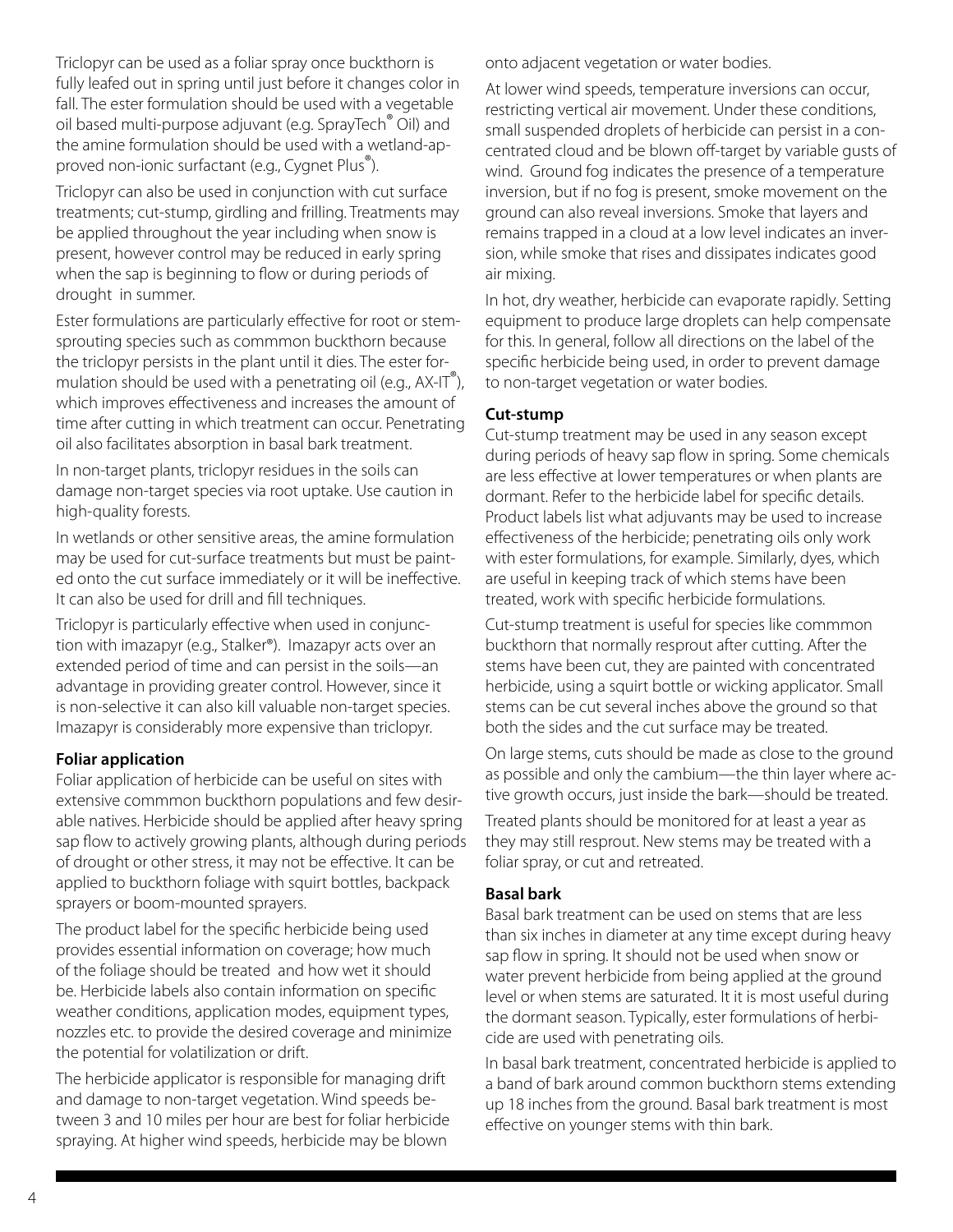Triclopyr can be used as a foliar spray once buckthorn is fully leafed out in spring until just before it changes color in fall. The ester formulation should be used with a vegetable oil based multi-purpose adjuvant (e.g. SprayTech® Oil) and the amine formulation should be used with a wetland-approved non-ionic surfactant (e.g., Cygnet Plus®).

Triclopyr can also be used in conjunction with cut surface treatments; cut-stump, girdling and frilling. Treatments may be applied throughout the year including when snow is present, however control may be reduced in early spring when the sap is beginning to flow or during periods of drought in summer.

Ester formulations are particularly effective for root or stem-sprouting species such as commmon buckthorn because the triclopyr persists in the plant until it dies. The ester formulation should be used with a penetrating oil (e.g., AX-IT®), which improves effectiveness and increases the amount of time after cutting in which treatment can occur. Penetrating oil also facilitates absorption in basal bark treatment.

In non-target plants, triclopyr residues in the soils can damage non-target species via root uptake. Use caution in high-quality forests.

In wetlands or other sensitive areas, the amine formulation may be used for cut-surface treatments but must be painted onto the cut surface immediately or it will be ineffective. It can also be used for drill and fill techniques.

Triclopyr is particularly effective when used in conjunction with imazapyr (e.g., Stalker®). Imazapyr acts over an extended period of time and can persist in the soils—an advantage in providing greater control. However, since it is non-selective it can also kill valuable non-target species. Imazapyr is considerably more expensive than triclopyr.

**Foliar application**

Foliar application of herbicide can be useful on sites with extensive commmon buckthorn populations and few desirable natives. Herbicide should be applied after heavy spring sap flow to actively growing plants, although during periods of drought or other stress, it may not be effective. It can be applied to buckthorn foliage with squirt bottles, backpack sprayers or boom-mounted sprayers.

The product label for the specific herbicide being used provides essential information on coverage; how much of the foliage should be treated and how wet it should be. Herbicide labels also contain information on specific weather conditions, application modes, equipment types, nozzles etc. to provide the desired coverage and minimize the potential for volatilization or drift.

The herbicide applicator is responsible for managing drift and damage to non-target vegetation. Wind speeds between 3 and 10 miles per hour are best for foliar herbicide spraying. At higher wind speeds, herbicide may be blown onto adjacent vegetation or water bodies.

At lower wind speeds, temperature inversions can occur, restricting vertical air movement. Under these conditions, small suspended droplets of herbicide can persist in a concentrated cloud and be blown off-target by variable gusts of wind. Ground fog indicates the presence of a temperature inversion, but if no fog is present, smoke movement on the ground can also reveal inversions. Smoke that layers and remains trapped in a cloud at a low level indicates an inversion, while smoke that rises and dissipates indicates good air mixing.

In hot, dry weather, herbicide can evaporate rapidly. Setting equipment to produce large droplets can help compensate for this. In general, follow all directions on the label of the specific herbicide being used, in order to prevent damage to non-target vegetation or water bodies.

**Cut-stump**

Cut-stump treatment may be used in any season except during periods of heavy sap flow in spring. Some chemicals are less effective at lower temperatures or when plants are dormant. Refer to the herbicide label for specific details. Product labels list what adjuvants may be used to increase effectiveness of the herbicide; penetrating oils only work with ester formulations, for example. Similarly, dyes, which are useful in keeping track of which stems have been treated, work with specific herbicide formulations.

Cut-stump treatment is useful for species like commmon buckthorn that normally resprout after cutting. After the stems have been cut, they are painted with concentrated herbicide, using a squirt bottle or wicking applicator. Small stems can be cut several inches above the ground so that both the sides and the cut surface may be treated.

On large stems, cuts should be made as close to the ground as possible and only the cambium—the thin layer where active growth occurs, just inside the bark—should be treated.

Treated plants should be monitored for at least a year as they may still resprout. New stems may be treated with a foliar spray, or cut and retreated.

**Basal bark**

Basal bark treatment can be used on stems that are less than six inches in diameter at any time except during heavy sap flow in spring. It should not be used when snow or water prevent herbicide from being applied at the ground level or when stems are saturated. It it is most useful during the dormant season. Typically, ester formulations of herbicide are used with penetrating oils.

In basal bark treatment, concentrated herbicide is applied to a band of bark around common buckthorn stems extending up 18 inches from the ground. Basal bark treatment is most effective on younger stems with thin bark.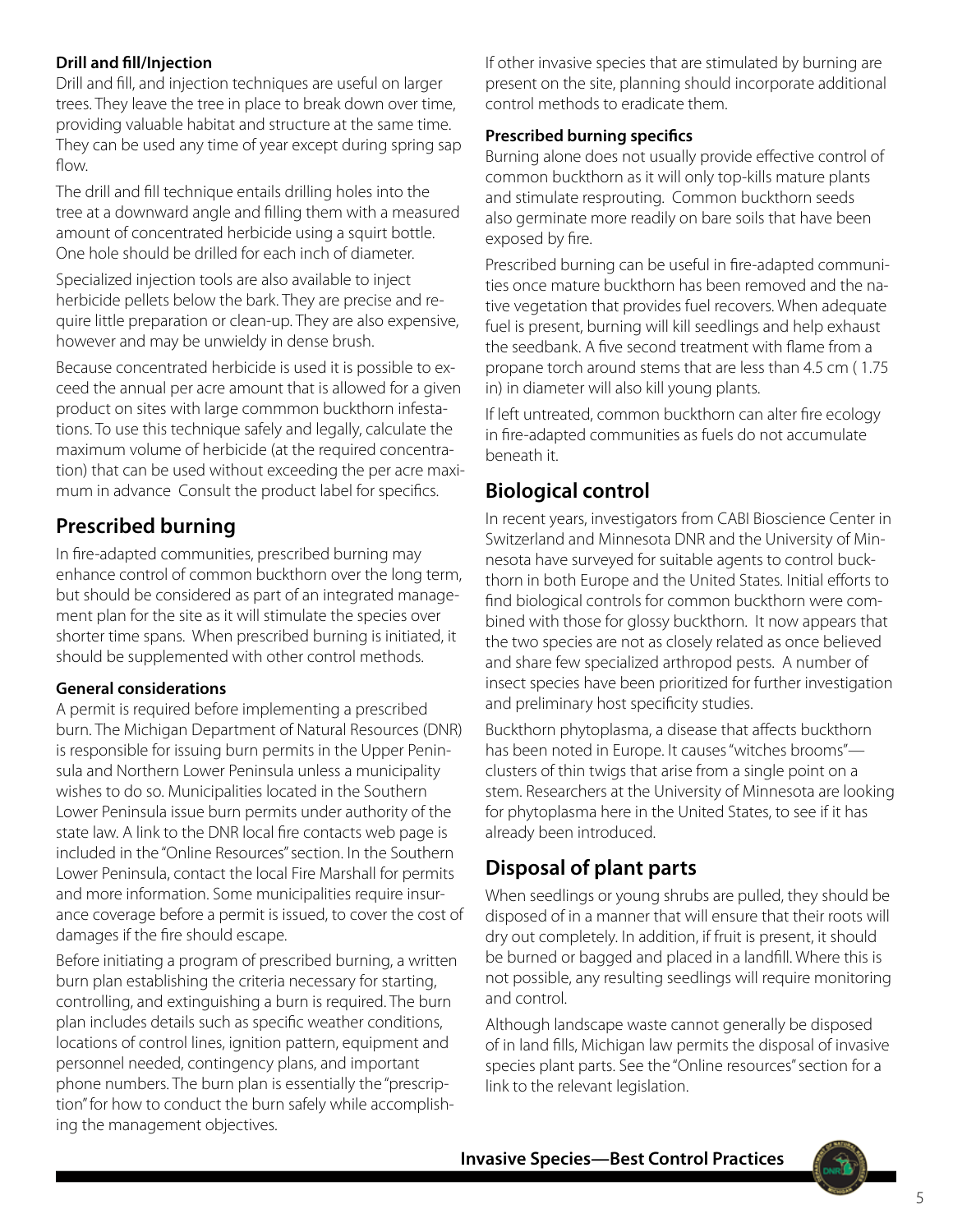#### Drill and fill/Injection

Drill and fill, and injection techniques are useful on larger trees. They leave the tree in place to break down over time, providing valuable habitat and structure at the same time. They can be used any time of year except during spring sap flow.

The drill and fill technique entails drilling holes into the tree at a downward angle and filling them with a measured amount of concentrated herbicide using a squirt bottle. One hole should be drilled for each inch of diameter.

Specialized injection tools are also available to inject herbicide pellets below the bark. They are precise and require little preparation or clean-up. They are also expensive, however and may be unwieldy in dense brush.

Because concentrated herbicide is used it is possible to exceed the annual per acre amount that is allowed for a given product on sites with large commmon buckthorn infestations. To use this technique safely and legally, calculate the maximum volume of herbicide (at the required concentration) that can be used without exceeding the per acre maximum in advance Consult the product label for specifics.

## Prescribed burning

In fire-adapted communities, prescribed burning may enhance control of common buckthorn over the long term, but should be considered as part of an integrated management plan for the site as it will stimulate the species over shorter time spans. When prescribed burning is initiated, it should be supplemented with other control methods.

#### General considerations

A permit is required before implementing a prescribed burn. The Michigan Department of Natural Resources (DNR) is responsible for issuing burn permits in the Upper Peninsula and Northern Lower Peninsula unless a municipality wishes to do so. Municipalities located in the Southern Lower Peninsula issue burn permits under authority of the state law. A link to the DNR local fire contacts web page is included in the "Online Resources" section. In the Southern Lower Peninsula, contact the local Fire Marshall for permits and more information. Some municipalities require insurance coverage before a permit is issued, to cover the cost of damages if the fire should escape.

Before initiating a program of prescribed burning, a written burn plan establishing the criteria necessary for starting, controlling, and extinguishing a burn is required. The burn plan includes details such as specific weather conditions, locations of control lines, ignition pattern, equipment and personnel needed, contingency plans, and important phone numbers. The burn plan is essentially the "prescription" for how to conduct the burn safely while accomplishing the management objectives.

If other invasive species that are stimulated by burning are present on the site, planning should incorporate additional control methods to eradicate them.

#### Prescribed burning specifics

Burning alone does not usually provide effective control of common buckthorn as it will only top-kills mature plants and stimulate resprouting. Common buckthorn seeds also germinate more readily on bare soils that have been exposed by fire.

Prescribed burning can be useful in fire-adapted communities once mature buckthorn has been removed and the native vegetation that provides fuel recovers. When adequate fuel is present, burning will kill seedlings and help exhaust the seedbank. A five second treatment with flame from a propane torch around stems that are less than 4.5 cm ( 1.75 in) in diameter will also kill young plants.

If left untreated, common buckthorn can alter fire ecology in fire-adapted communities as fuels do not accumulate beneath it.

## Biological control

In recent years, investigators from CABI Bioscience Center in Switzerland and Minnesota DNR and the University of Minnesota have surveyed for suitable agents to control buckthorn in both Europe and the United States. Initial efforts to find biological controls for common buckthorn were combined with those for glossy buckthorn. It now appears that the two species are not as closely related as once believed and share few specialized arthropod pests. A number of insect species have been prioritized for further investigation and preliminary host specificity studies.

Buckthorn phytoplasma, a disease that affects buckthorn has been noted in Europe. It causes "witches brooms"—clusters of thin twigs that arise from a single point on a stem. Researchers at the University of Minnesota are looking for phytoplasma here in the United States, to see if it has already been introduced.

## Disposal of plant parts

When seedlings or young shrubs are pulled, they should be disposed of in a manner that will ensure that their roots will dry out completely. In addition, if fruit is present, it should be burned or bagged and placed in a landfill. Where this is not possible, any resulting seedlings will require monitoring and control.

Although landscape waste cannot generally be disposed of in land fills, Michigan law permits the disposal of invasive species plant parts. See the "Online resources" section for a link to the relevant legislation.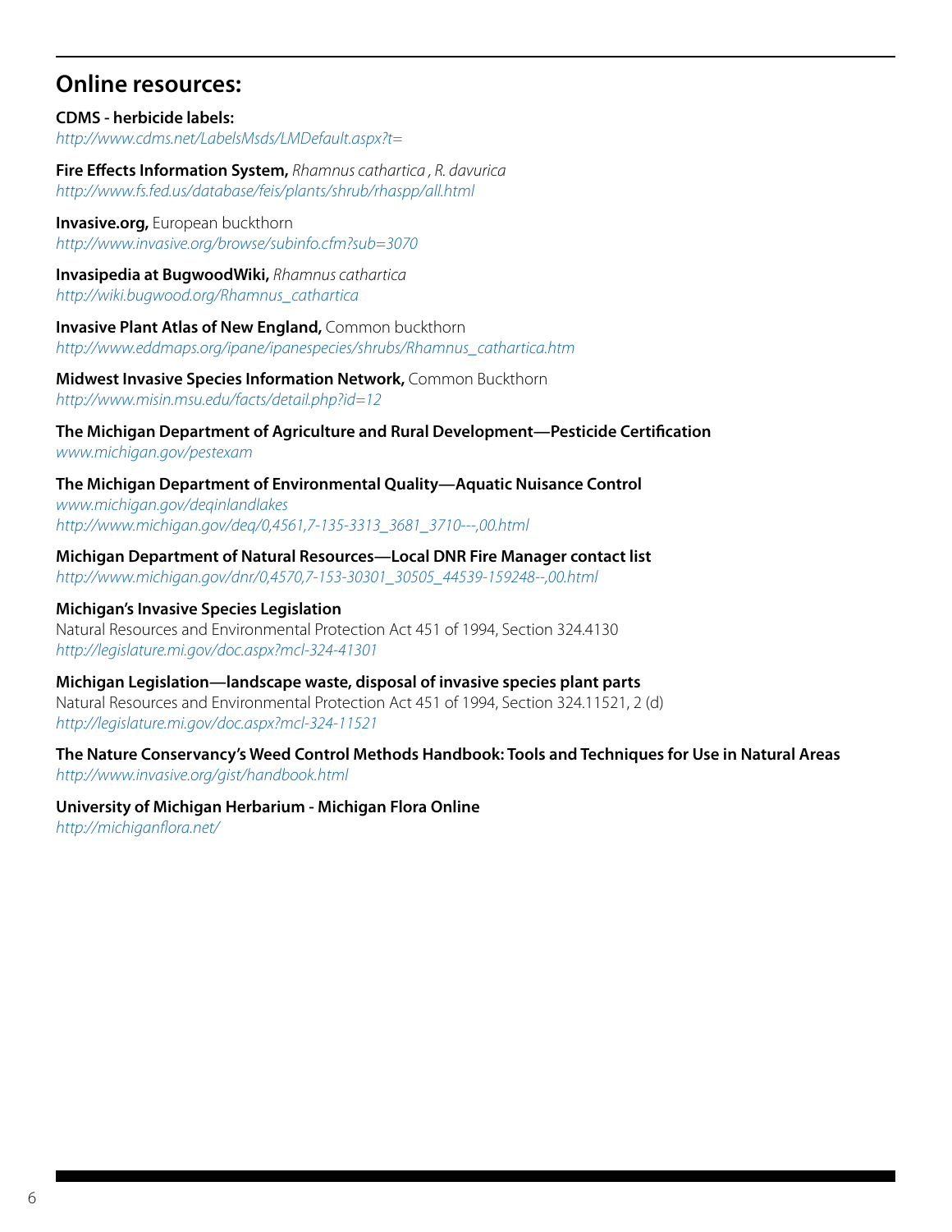## Online resources:

**CDMS - herbicide labels:**
*http://www.cdms.net/LabelsMsds/LMDefault.aspx?t=*

**Fire Effects Information System,** *Rhamnus cathartica , R. davurica*
*http://www.fs.fed.us/database/feis/plants/shrub/rhaspp/all.html*

**Invasive.org,** European buckthorn
*http://www.invasive.org/browse/subinfo.cfm?sub=3070*

**Invasipedia at BugwoodWiki,** *Rhamnus cathartica*
*http://wiki.bugwood.org/Rhamnus_cathartica*

**Invasive Plant Atlas of New England,** Common buckthorn
*http://www.eddmaps.org/ipane/ipanespecies/shrubs/Rhamnus_cathartica.htm*

**Midwest Invasive Species Information Network,** Common Buckthorn
*http://www.misin.msu.edu/facts/detail.php?id=12*

**The Michigan Department of Agriculture and Rural Development—Pesticide Certification**
*www.michigan.gov/pestexam*

**The Michigan Department of Environmental Quality—Aquatic Nuisance Control**
*www.michigan.gov/deqinlandlakes*
*http://www.michigan.gov/deq/0,4561,7-135-3313_3681_3710---,00.html*

**Michigan Department of Natural Resources—Local DNR Fire Manager contact list**
*http://www.michigan.gov/dnr/0,4570,7-153-30301_30505_44539-159248--,00.html*

**Michigan's Invasive Species Legislation**
Natural Resources and Environmental Protection Act 451 of 1994, Section 324.4130
*http://legislature.mi.gov/doc.aspx?mcl-324-41301*

**Michigan Legislation—landscape waste, disposal of invasive species plant parts**
Natural Resources and Environmental Protection Act 451 of 1994, Section 324.11521, 2 (d)
*http://legislature.mi.gov/doc.aspx?mcl-324-11521*

**The Nature Conservancy's Weed Control Methods Handbook: Tools and Techniques for Use in Natural Areas**
*http://www.invasive.org/gist/handbook.html*

**University of Michigan Herbarium - Michigan Flora Online**
*http://michiganflora.net/*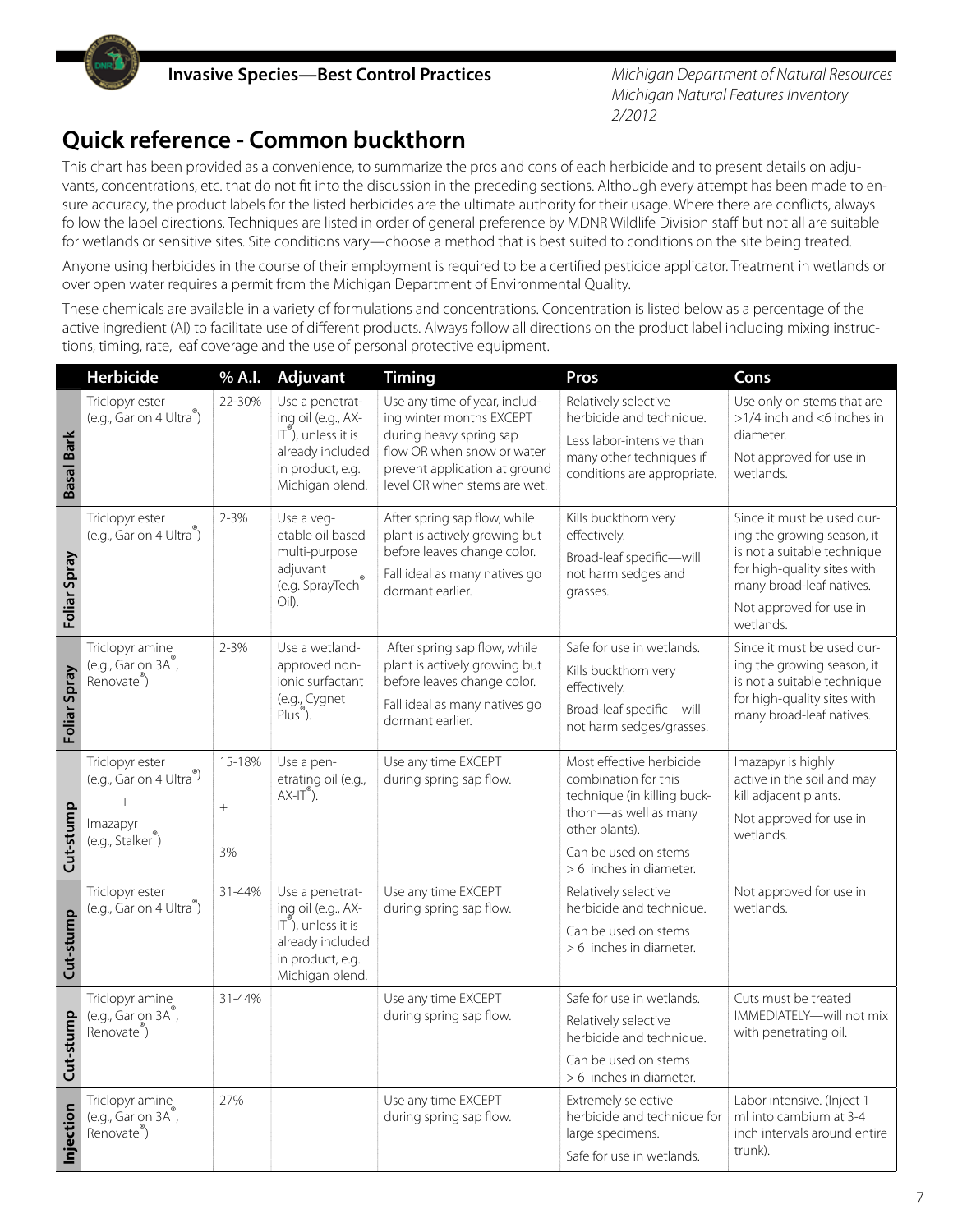## Quick reference - Common buckthorn

This chart has been provided as a convenience, to summarize the pros and cons of each herbicide and to present details on adjuvants, concentrations, etc. that do not fit into the discussion in the preceding sections. Although every attempt has been made to ensure accuracy, the product labels for the listed herbicides are the ultimate authority for their usage. Where there are conflicts, always follow the label directions. Techniques are listed in order of general preference by MDNR Wildlife Division staff but not all are suitable for wetlands or sensitive sites. Site conditions vary—choose a method that is best suited to conditions on the site being treated.

Anyone using herbicides in the course of their employment is required to be a certified pesticide applicator. Treatment in wetlands or over open water requires a permit from the Michigan Department of Environmental Quality.

These chemicals are available in a variety of formulations and concentrations. Concentration is listed below as a percentage of the active ingredient (AI) to facilitate use of different products. Always follow all directions on the product label including mixing instructions, timing, rate, leaf coverage and the use of personal protective equipment.

| | Herbicide | % A.I. | Adjuvant | Timing | Pros | Cons |
|---|---|---|---|---|---|---|
| Basal Bark | Triclopyr ester (e.g., Garlon 4 Ultra®) | 22-30% | Use a penetrating oil (e.g., AX-IT®), unless it is already included in product, e.g. Michigan blend. | Use any time of year, including winter months EXCEPT during heavy spring sap flow OR when snow or water prevent application at ground level OR when stems are wet. | Relatively selective herbicide and technique.<br>Less labor-intensive than many other techniques if conditions are appropriate. | Use only on stems that are >1/4 inch and <6 inches in diameter.<br>Not approved for use in wetlands. |
| Foliar Spray | Triclopyr ester (e.g., Garlon 4 Ultra®) | 2-3% | Use a vegetable oil based multi-purpose adjuvant (e.g. SprayTech® Oil). | After spring sap flow, while plant is actively growing but before leaves change color.<br>Fall ideal as many natives go dormant earlier. | Kills buckthorn very effectively.<br>Broad-leaf specific—will not harm sedges and grasses. | Since it must be used during the growing season, it is not a suitable technique for high-quality sites with many broad-leaf natives.<br>Not approved for use in wetlands. |
| Foliar Spray | Triclopyr amine (e.g., Garlon 3A®, Renovate®) | 2-3% | Use a wetland-approved non-ionic surfactant (e.g., Cygnet Plus®). | After spring sap flow, while plant is actively growing but before leaves change color.<br>Fall ideal as many natives go dormant earlier. | Safe for use in wetlands.<br>Kills buckthorn very effectively.<br>Broad-leaf specific—will not harm sedges/grasses. | Since it must be used during the growing season, it is not a suitable technique for high-quality sites with many broad-leaf natives. |
| Cut-stump | Triclopyr ester (e.g., Garlon 4 Ultra®)<br>+<br>Imazapyr (e.g., Stalker®) | 15-18%<br>+<br>3% | Use a penetrating oil (e.g., AX-IT®). | Use any time EXCEPT during spring sap flow. | Most effective herbicide combination for this technique (in killing buckthorn—as well as many other plants).<br>Can be used on stems > 6 inches in diameter. | Imazapyr is highly active in the soil and may kill adjacent plants.<br>Not approved for use in wetlands. |
| Cut-stump | Triclopyr ester (e.g., Garlon 4 Ultra®) | 31-44% | Use a penetrating oil (e.g., AX-IT®), unless it is already included in product, e.g. Michigan blend. | Use any time EXCEPT during spring sap flow. | Relatively selective herbicide and technique.<br>Can be used on stems > 6 inches in diameter. | Not approved for use in wetlands. |
| Cut-stump | Triclopyr amine (e.g., Garlon 3A®, Renovate®) | 31-44% | | Use any time EXCEPT during spring sap flow. | Safe for use in wetlands.<br>Relatively selective herbicide and technique.<br>Can be used on stems > 6 inches in diameter. | Cuts must be treated IMMEDIATELY—will not mix with penetrating oil. |
| Injection | Triclopyr amine (e.g., Garlon 3A®, Renovate®) | 27% | | Use any time EXCEPT during spring sap flow. | Extremely selective herbicide and technique for large specimens.<br>Safe for use in wetlands. | Labor intensive. (Inject 1 ml into cambium at 3-4 inch intervals around entire trunk). |